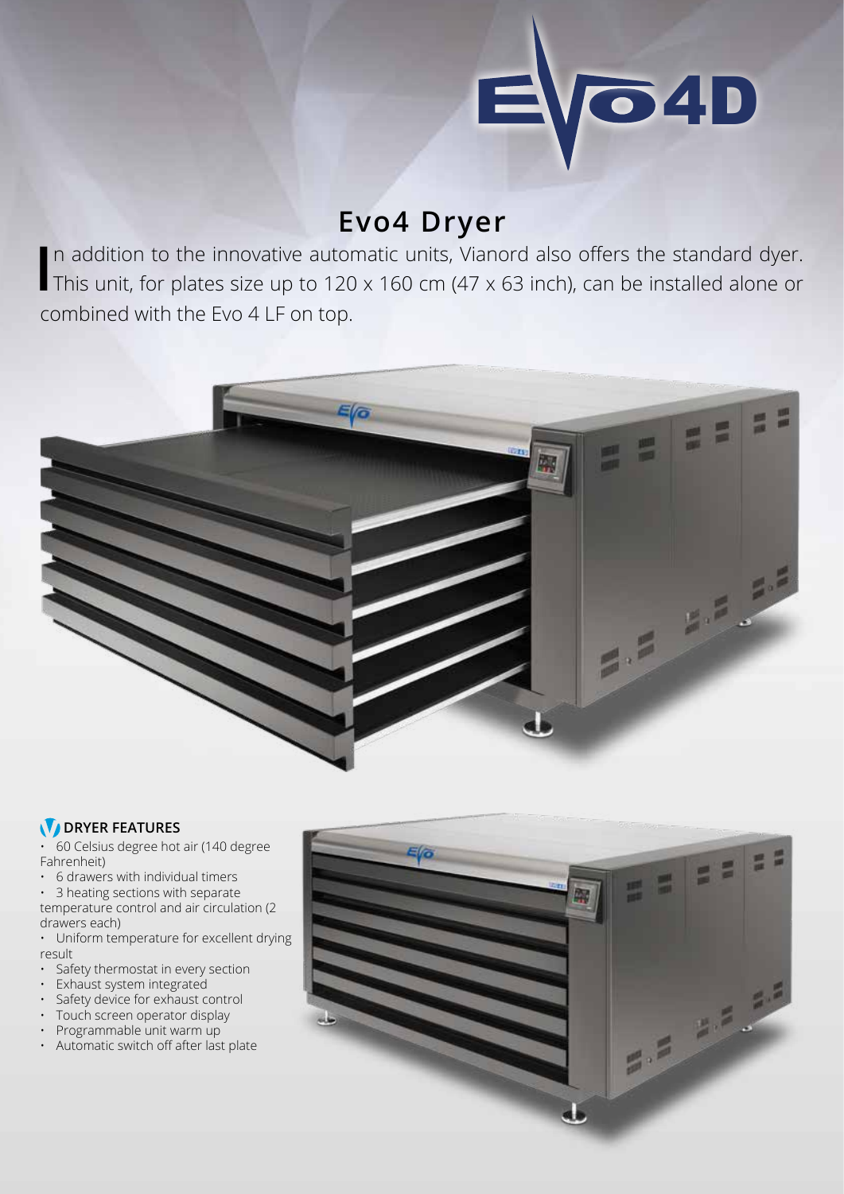# Evo4 Dryer

In addition to the innovative automatic units, Vianord also offers the standard dyer. This unit, for plates size up to 120 x 160 cm (47 x 63 inch), can be installed alone or combined with the Evo 4 LF on top.

## DRYER FEATURES

- 60 Celsius degree hot air (140 degree Fahrenheit)
- 6 drawers with individual timers
- 3 heating sections with separate temperature control and air circulation (2 drawers each)
- Uniform temperature for excellent drying result
- Safety thermostat in every section
- Exhaust system integrated
- Safety device for exhaust control
- Touch screen operator display
- Programmable unit warm up
- Automatic switch off after last plate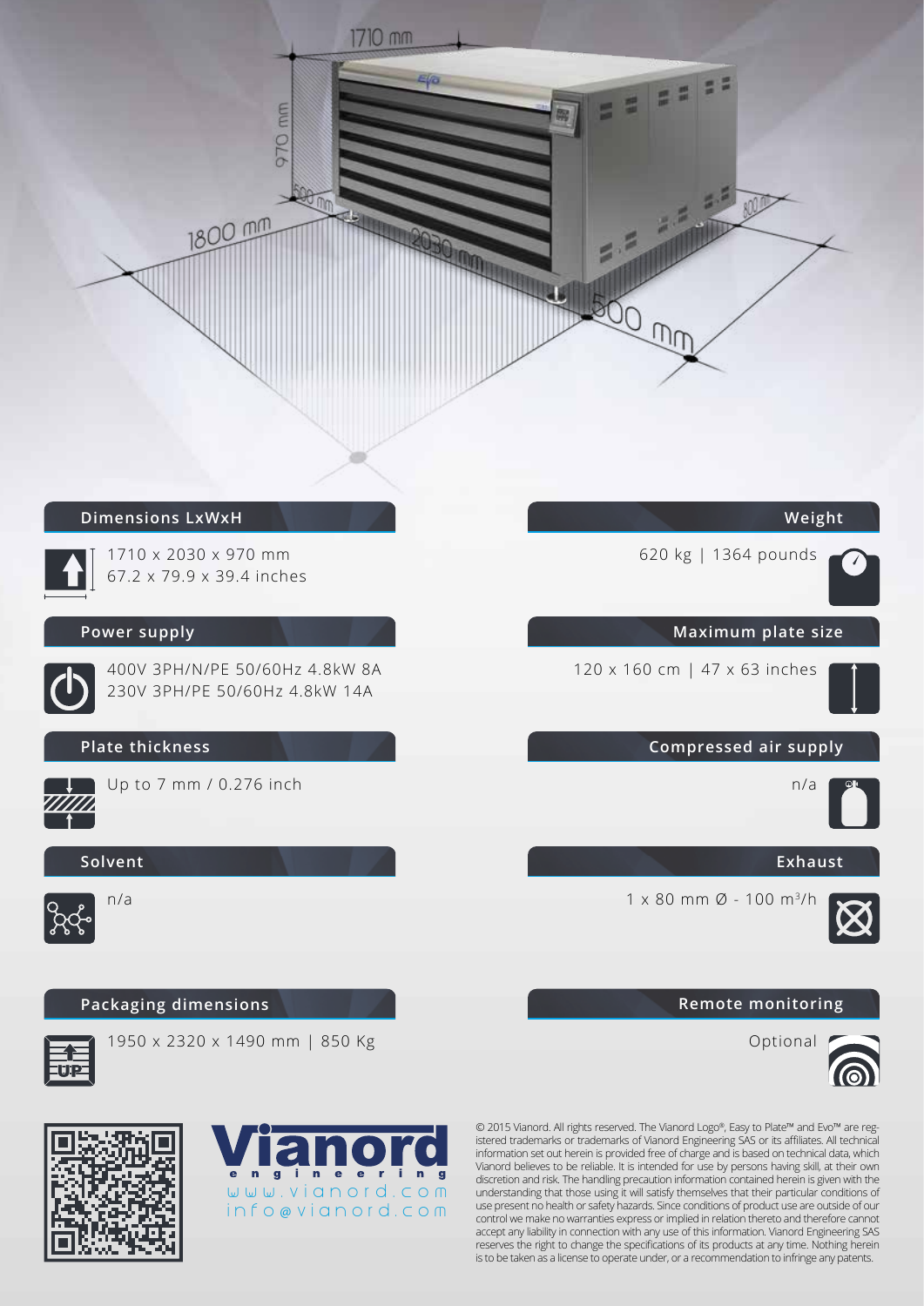1710 mm

970 mm

600 mm

1800 mm

2030 mm

800 mm

500 mm

## Dimensions LxWxH

1710 x 2030 x 970 mm
67.2 x 79.9 x 39.4 inches

## Weight

620 kg | 1364 pounds

## Power supply

400V 3PH/N/PE 50/60Hz 4.8kW 8A
230V 3PH/PE 50/60Hz 4.8kW 14A

## Maximum plate size

120 x 160 cm | 47 x 63 inches

## Plate thickness

Up to 7 mm / 0.276 inch

## Compressed air supply

n/a

## Solvent

n/a

## Exhaust

1 x 80 mm Ø - 100 $m^3$/h

## Packaging dimensions

1950 x 2320 x 1490 mm | 850 Kg

## Remote monitoring

Optional

**Vianord**
engineering
www.vianord.com
info@vianord.com

© 2015 Vianord. All rights reserved. The Vianord Logo®, Easy to Plate™ and Evo™ are registered trademarks or trademarks of Vianord Engineering SAS or its affiliates. All technical information set out herein is provided free of charge and is based on technical data, which Vianord believes to be reliable. It is intended for use by persons having skill, at their own discretion and risk. The handling precaution information contained herein is given with the understanding that those using it will satisfy themselves that their particular conditions of use present no health or safety hazards. Since conditions of product use are outside of our control we make no warranties express or implied in relation thereto and therefore cannot accept any liability in connection with any use of this information. Vianord Engineering SAS reserves the right to change the specifications of its products at any time. Nothing herein is to be taken as a license to operate under, or a recommendation to infringe any patents.